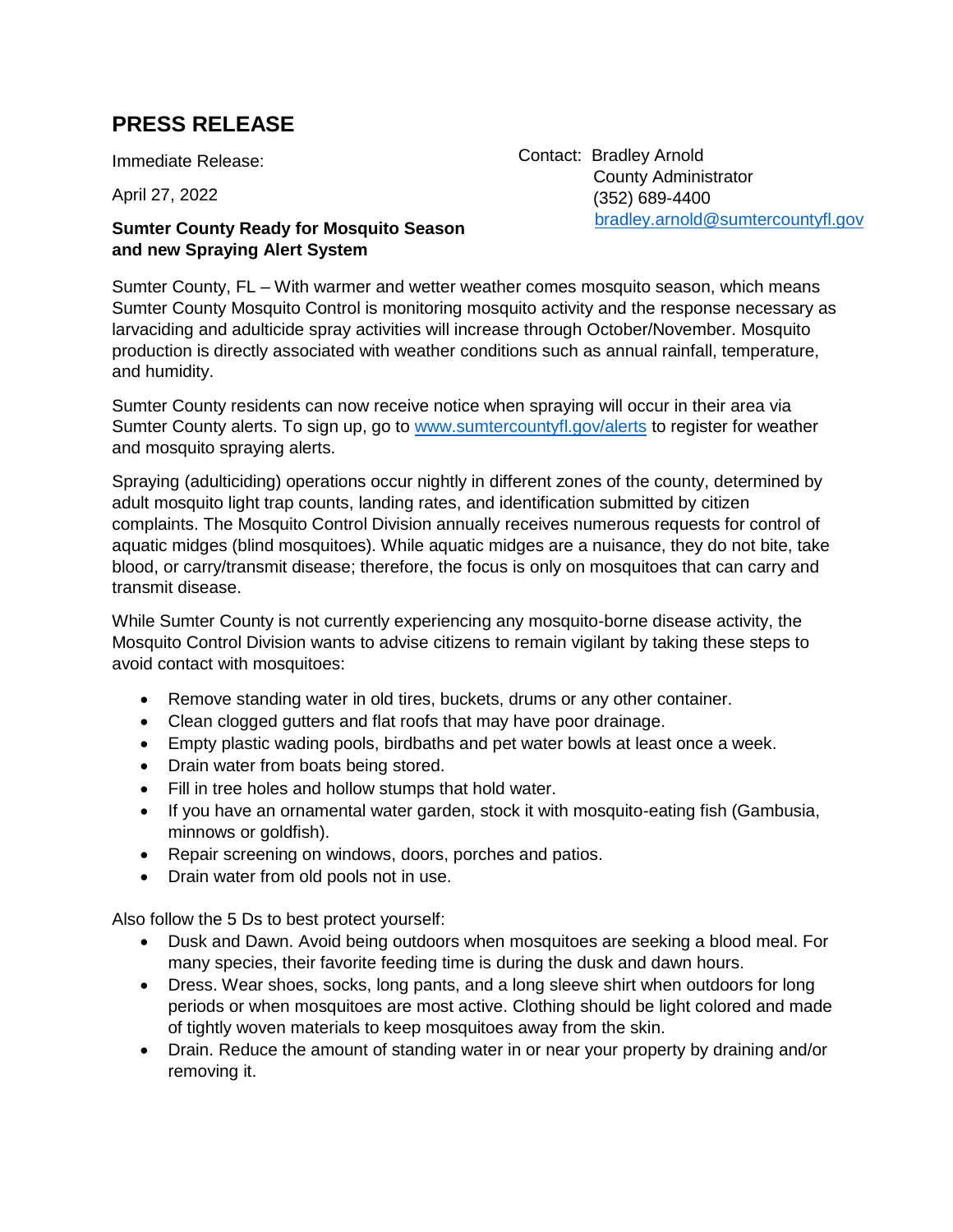# PRESS RELEASE

Immediate Release:

April 27, 2022

Contact: Bradley Arnold
County Administrator
(352) 689-4400
bradley.arnold@sumtercountyfl.gov

**Sumter County Ready for Mosquito Season and new Spraying Alert System**

Sumter County, FL – With warmer and wetter weather comes mosquito season, which means Sumter County Mosquito Control is monitoring mosquito activity and the response necessary as larvaciding and adulticide spray activities will increase through October/November. Mosquito production is directly associated with weather conditions such as annual rainfall, temperature, and humidity.

Sumter County residents can now receive notice when spraying will occur in their area via Sumter County alerts. To sign up, go to www.sumtercountyfl.gov/alerts to register for weather and mosquito spraying alerts.

Spraying (adulticiding) operations occur nightly in different zones of the county, determined by adult mosquito light trap counts, landing rates, and identification submitted by citizen complaints. The Mosquito Control Division annually receives numerous requests for control of aquatic midges (blind mosquitoes). While aquatic midges are a nuisance, they do not bite, take blood, or carry/transmit disease; therefore, the focus is only on mosquitoes that can carry and transmit disease.

While Sumter County is not currently experiencing any mosquito-borne disease activity, the Mosquito Control Division wants to advise citizens to remain vigilant by taking these steps to avoid contact with mosquitoes:

- Remove standing water in old tires, buckets, drums or any other container.
- Clean clogged gutters and flat roofs that may have poor drainage.
- Empty plastic wading pools, birdbaths and pet water bowls at least once a week.
- Drain water from boats being stored.
- Fill in tree holes and hollow stumps that hold water.
- If you have an ornamental water garden, stock it with mosquito-eating fish (Gambusia, minnows or goldfish).
- Repair screening on windows, doors, porches and patios.
- Drain water from old pools not in use.

Also follow the 5 Ds to best protect yourself:

- Dusk and Dawn. Avoid being outdoors when mosquitoes are seeking a blood meal. For many species, their favorite feeding time is during the dusk and dawn hours.
- Dress. Wear shoes, socks, long pants, and a long sleeve shirt when outdoors for long periods or when mosquitoes are most active. Clothing should be light colored and made of tightly woven materials to keep mosquitoes away from the skin.
- Drain. Reduce the amount of standing water in or near your property by draining and/or removing it.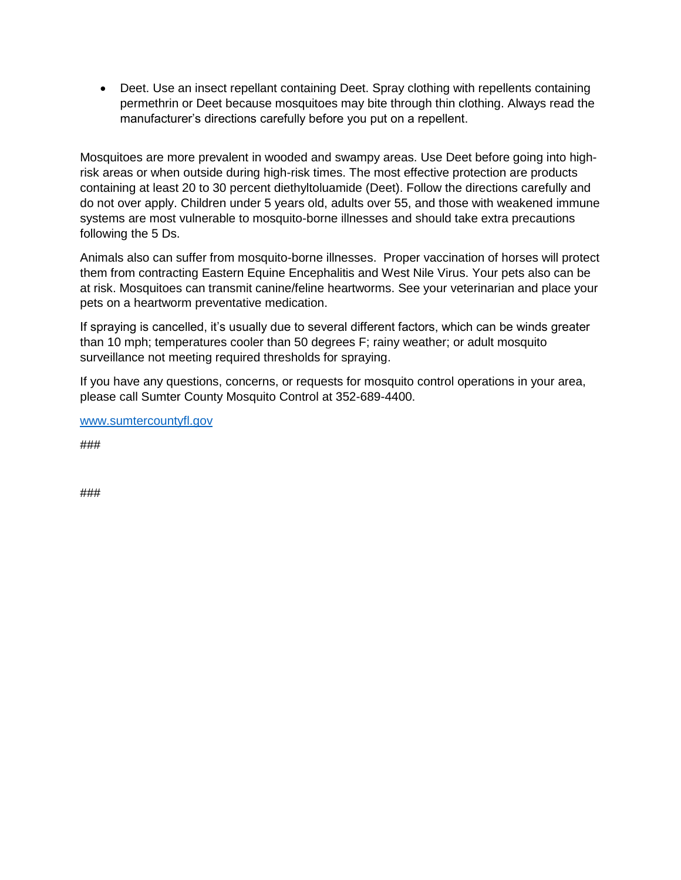- Deet. Use an insect repellant containing Deet. Spray clothing with repellents containing permethrin or Deet because mosquitoes may bite through thin clothing. Always read the manufacturer's directions carefully before you put on a repellent.

Mosquitoes are more prevalent in wooded and swampy areas. Use Deet before going into high-risk areas or when outside during high-risk times. The most effective protection are products containing at least 20 to 30 percent diethyltoluamide (Deet). Follow the directions carefully and do not over apply. Children under 5 years old, adults over 55, and those with weakened immune systems are most vulnerable to mosquito-borne illnesses and should take extra precautions following the 5 Ds.

Animals also can suffer from mosquito-borne illnesses. Proper vaccination of horses will protect them from contracting Eastern Equine Encephalitis and West Nile Virus. Your pets also can be at risk. Mosquitoes can transmit canine/feline heartworms. See your veterinarian and place your pets on a heartworm preventative medication.

If spraying is cancelled, it's usually due to several different factors, which can be winds greater than 10 mph; temperatures cooler than 50 degrees F; rainy weather; or adult mosquito surveillance not meeting required thresholds for spraying.

If you have any questions, concerns, or requests for mosquito control operations in your area, please call Sumter County Mosquito Control at 352-689-4400.

[www.sumtercountyfl.gov](http://www.sumtercountyfl.gov)

###

###